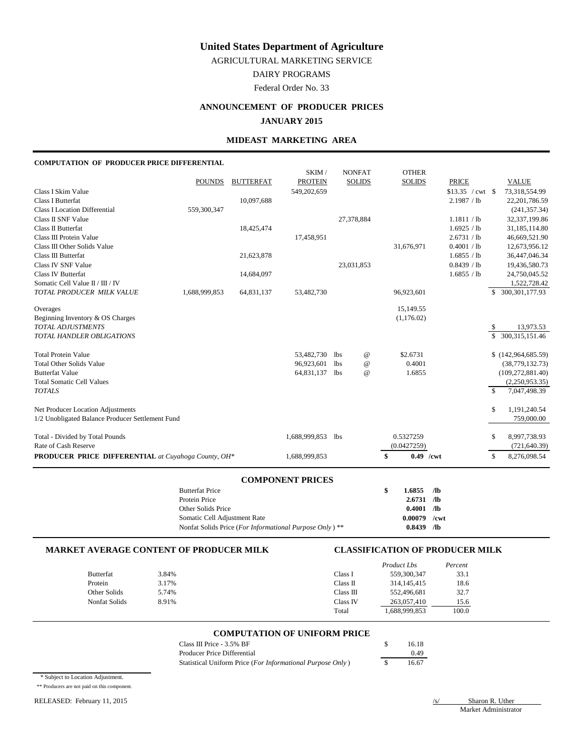# United States Department of Agriculture

AGRICULTURAL MARKETING SERVICE

DAIRY PROGRAMS

Federal Order No. 33

## ANNOUNCEMENT OF PRODUCER PRICES

**JANUARY 2015**

### MIDEAST MARKETING AREA

**COMPUTATION OF PRODUCER PRICE DIFFERENTIAL**

| | POUNDS | BUTTERFAT | SKIM / PROTEIN | NONFAT SOLIDS | OTHER SOLIDS | PRICE | VALUE |
|---|---|---|---|---|---|---|---|
| Class I Skim Value | | | 549,202,659 | | | $13.35 / cwt | $ 73,318,554.99 |
| Class I Butterfat | | 10,097,688 | | | | 2.1987 / lb | 22,201,786.59 |
| Class I Location Differential | 559,300,347 | | | | | | (241,357.34) |
| Class II SNF Value | | | | 27,378,884 | | 1.1811 / lb | 32,337,199.86 |
| Class II Butterfat | | 18,425,474 | | | | 1.6925 / lb | 31,185,114.80 |
| Class III Protein Value | | | 17,458,951 | | | 2.6731 / lb | 46,669,521.90 |
| Class III Other Solids Value | | | | | 31,676,971 | 0.4001 / lb | 12,673,956.12 |
| Class III Butterfat | | 21,623,878 | | | | 1.6855 / lb | 36,447,046.34 |
| Class IV SNF Value | | | | 23,031,853 | | 0.8439 / lb | 19,436,580.73 |
| Class IV Butterfat | | 14,684,097 | | | | 1.6855 / lb | 24,750,045.52 |
| Somatic Cell Value II / III / IV | | | | | | | 1,522,728.42 |
| *TOTAL PRODUCER MILK VALUE* | 1,688,999,853 | 64,831,137 | 53,482,730 | | 96,923,601 | | $ 300,301,177.93 |
| Overages | | | | | 15,149.55 | | |
| Beginning Inventory & OS Charges | | | | | (1,176.02) | | |
| *TOTAL ADJUSTMENTS* | | | | | | | $ 13,973.53 |
| *TOTAL HANDLER OBLIGATIONS* | | | | | | | $ 300,315,151.46 |
| Total Protein Value | | | 53,482,730 | lbs @ | $2.6731 | | $ (142,964,685.59) |
| Total Other Solids Value | | | 96,923,601 | lbs @ | 0.4001 | | (38,779,132.73) |
| Butterfat Value | | | 64,831,137 | lbs @ | 1.6855 | | (109,272,881.40) |
| Total Somatic Cell Values | | | | | | | (2,250,953.35) |
| *TOTALS* | | | | | | | $ 7,047,498.39 |
| Net Producer Location Adjustments | | | | | | | $ 1,191,240.54 |
| 1/2 Unobligated Balance Producer Settlement Fund | | | | | | | 759,000.00 |
| Total - Divided by Total Pounds | | | 1,688,999,853 | lbs | 0.5327259 | | $ 8,997,738.93 |
| Rate of Cash Reserve | | | | | (0.0427259) | | (721,640.39) |
| **PRODUCER PRICE DIFFERENTIAL** *at Cuyahoga County, OH\** | | | 1,688,999,853 | | **$ 0.49 /cwt** | | $ 8,276,098.54 |

### COMPONENT PRICES

| | | |
|---|---|---|
| Butterfat Price | **$ 1.6855** | **/lb** |
| Protein Price | **2.6731** | **/lb** |
| Other Solids Price | **0.4001** | **/lb** |
| Somatic Cell Adjustment Rate | **0.00079** | **/cwt** |
| Nonfat Solids Price (*For Informational Purpose Only*) ** | **0.8439** | **/lb** |

### MARKET AVERAGE CONTENT OF PRODUCER MILK

| | |
|---|---|
| Butterfat | 3.84% |
| Protein | 3.17% |
| Other Solids | 5.74% |
| Nonfat Solids | 8.91% |

### CLASSIFICATION OF PRODUCER MILK

| | *Product Lbs* | *Percent* |
|---|---|---|
| Class I | 559,300,347 | 33.1 |
| Class II | 314,145,415 | 18.6 |
| Class III | 552,496,681 | 32.7 |
| Class IV | 263,057,410 | 15.6 |
| Total | 1,688,999,853 | 100.0 |

### COMPUTATION OF UNIFORM PRICE

| | |
|---|---|
| Class III Price - 3.5% BF | $ 16.18 |
| Producer Price Differential | 0.49 |
| Statistical Uniform Price (*For Informational Purpose Only*) | $ 16.67 |

\* Subject to Location Adjustment.

\*\* Producers are not paid on this component.

RELEASED: February 11, 2015

/s/ Sharon R. Uther
Market Administrator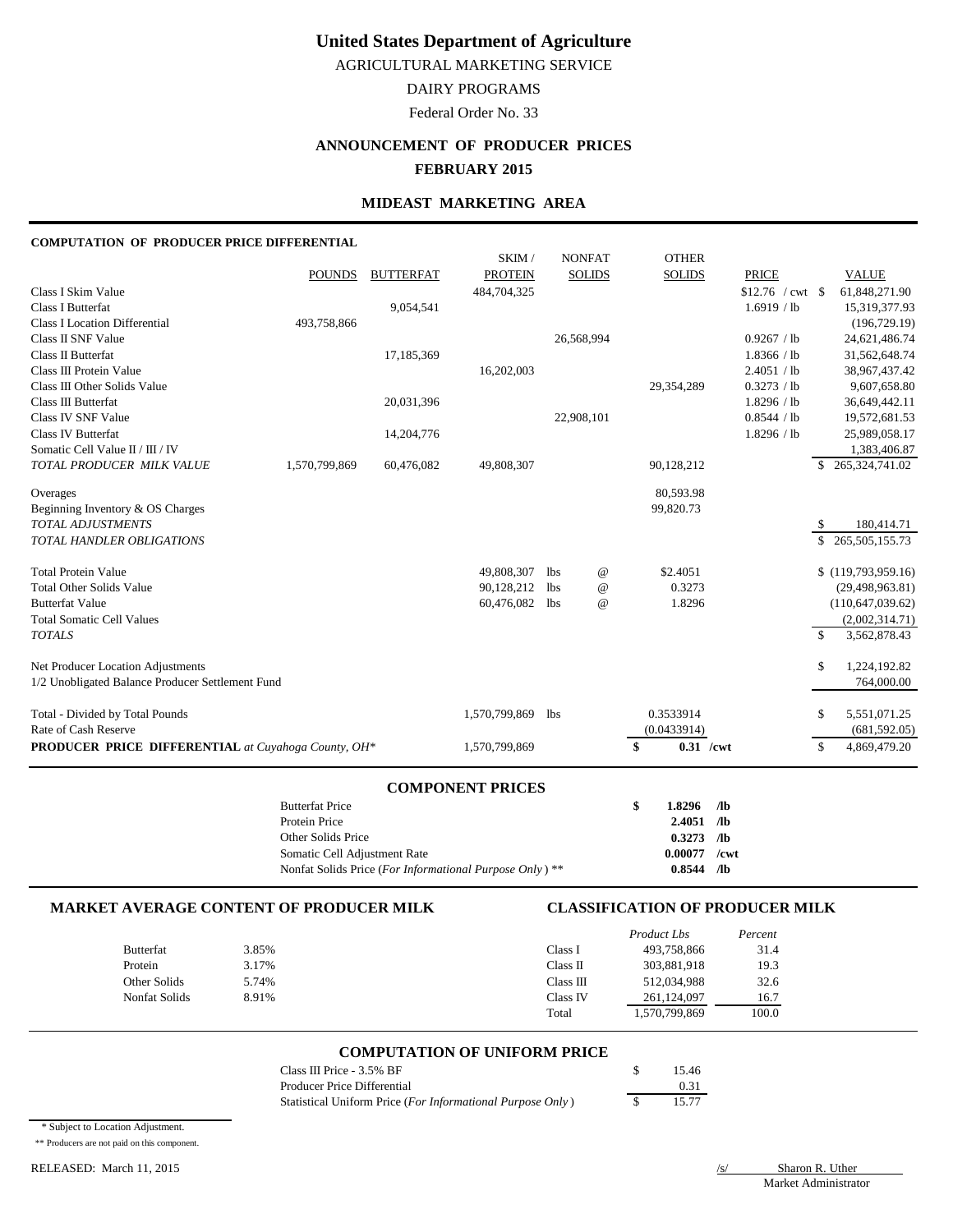# United States Department of Agriculture

AGRICULTURAL MARKETING SERVICE

DAIRY PROGRAMS

Federal Order No. 33

## ANNOUNCEMENT OF PRODUCER PRICES

## FEBRUARY 2015

### MIDEAST MARKETING AREA

**COMPUTATION OF PRODUCER PRICE DIFFERENTIAL**

| | POUNDS | BUTTERFAT | SKIM / PROTEIN | NONFAT SOLIDS | OTHER SOLIDS | PRICE | VALUE |
|---|---|---|---|---|---|---|---|
| Class I Skim Value | | | 484,704,325 | | | $12.76 / cwt | $ 61,848,271.90 |
| Class I Butterfat | | 9,054,541 | | | | 1.6919 / lb | 15,319,377.93 |
| Class I Location Differential | 493,758,866 | | | | | | (196,729.19) |
| Class II SNF Value | | | | 26,568,994 | | 0.9267 / lb | 24,621,486.74 |
| Class II Butterfat | | 17,185,369 | | | | 1.8366 / lb | 31,562,648.74 |
| Class III Protein Value | | | 16,202,003 | | | 2.4051 / lb | 38,967,437.42 |
| Class III Other Solids Value | | | | | 29,354,289 | 0.3273 / lb | 9,607,658.80 |
| Class III Butterfat | | 20,031,396 | | | | 1.8296 / lb | 36,649,442.11 |
| Class IV SNF Value | | | | 22,908,101 | | 0.8544 / lb | 19,572,681.53 |
| Class IV Butterfat | | 14,204,776 | | | | 1.8296 / lb | 25,989,058.17 |
| Somatic Cell Value II / III / IV | | | | | | | 1,383,406.87 |
| *TOTAL PRODUCER MILK VALUE* | 1,570,799,869 | 60,476,082 | 49,808,307 | | 90,128,212 | | $ 265,324,741.02 |
| Overages | | | | | 80,593.98 | | |
| Beginning Inventory & OS Charges | | | | | 99,820.73 | | |
| *TOTAL ADJUSTMENTS* | | | | | | | $ 180,414.71 |
| *TOTAL HANDLER OBLIGATIONS* | | | | | | | $ 265,505,155.73 |
| Total Protein Value | | | 49,808,307 lbs | @ | $2.4051 | | $ (119,793,959.16) |
| Total Other Solids Value | | | 90,128,212 lbs | @ | 0.3273 | | (29,498,963.81) |
| Butterfat Value | | | 60,476,082 lbs | @ | 1.8296 | | (110,647,039.62) |
| Total Somatic Cell Values | | | | | | | (2,002,314.71) |
| *TOTALS* | | | | | | | $ 3,562,878.43 |
| Net Producer Location Adjustments | | | | | | | $ 1,224,192.82 |
| 1/2 Unobligated Balance Producer Settlement Fund | | | | | | | 764,000.00 |
| Total - Divided by Total Pounds | | | 1,570,799,869 lbs | | 0.3533914 | | $ 5,551,071.25 |
| Rate of Cash Reserve | | | | | (0.0433914) | | (681,592.05) |
| **PRODUCER PRICE DIFFERENTIAL** *at Cuyahoga County, OH\** | | | 1,570,799,869 | | **$ 0.31 /cwt** | | $ 4,869,479.20 |

### COMPONENT PRICES

| | | |
|---|---|---|
| Butterfat Price | **$ 1.8296** | **/lb** |
| Protein Price | **2.4051** | **/lb** |
| Other Solids Price | **0.3273** | **/lb** |
| Somatic Cell Adjustment Rate | **0.00077** | **/cwt** |
| Nonfat Solids Price (*For Informational Purpose Only*) ** | **0.8544** | **/lb** |

### MARKET AVERAGE CONTENT OF PRODUCER MILK

| | |
|---|---|
| Butterfat | 3.85% |
| Protein | 3.17% |
| Other Solids | 5.74% |
| Nonfat Solids | 8.91% |

### CLASSIFICATION OF PRODUCER MILK

| | *Product Lbs* | *Percent* |
|---|---|---|
| Class I | 493,758,866 | 31.4 |
| Class II | 303,881,918 | 19.3 |
| Class III | 512,034,988 | 32.6 |
| Class IV | 261,124,097 | 16.7 |
| Total | 1,570,799,869 | 100.0 |

### COMPUTATION OF UNIFORM PRICE

| | |
|---|---|
| Class III Price - 3.5% BF | $ 15.46 |
| Producer Price Differential | 0.31 |
| Statistical Uniform Price (*For Informational Purpose Only*) | $ 15.77 |

\* Subject to Location Adjustment.

\*\* Producers are not paid on this component.

RELEASED: March 11, 2015

/s/ Sharon R. Uther
Market Administrator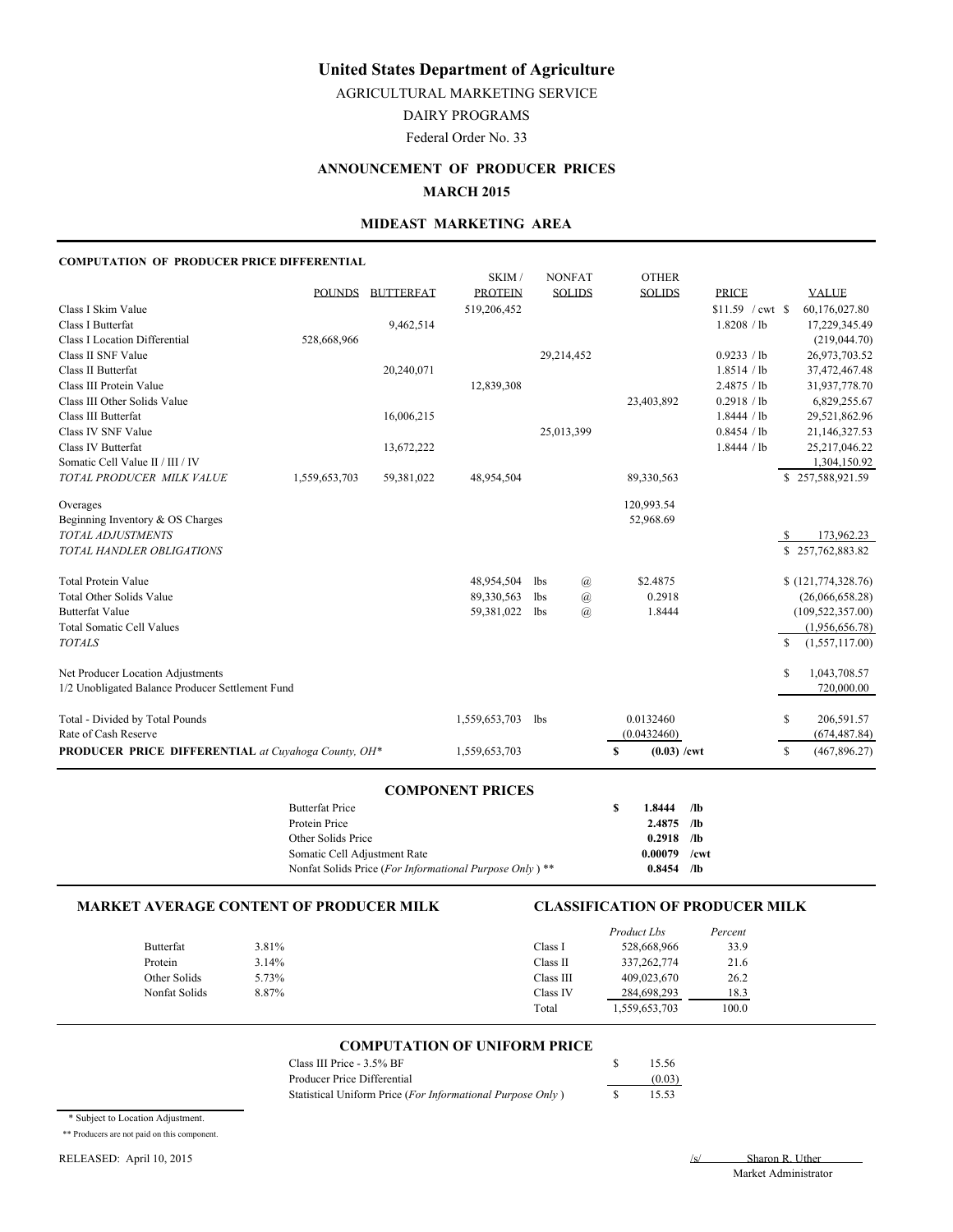# United States Department of Agriculture

AGRICULTURAL MARKETING SERVICE

DAIRY PROGRAMS

Federal Order No. 33

## ANNOUNCEMENT OF PRODUCER PRICES

**MARCH 2015**

### MIDEAST MARKETING AREA

**COMPUTATION OF PRODUCER PRICE DIFFERENTIAL**

| | POUNDS | BUTTERFAT | SKIM / PROTEIN | NONFAT SOLIDS | OTHER SOLIDS | PRICE | VALUE |
|---|---|---|---|---|---|---|---|
| Class I Skim Value | | | 519,206,452 | | | $11.59 / cwt | $ 60,176,027.80 |
| Class I Butterfat | | 9,462,514 | | | | 1.8208 / lb | 17,229,345.49 |
| Class I Location Differential | 528,668,966 | | | | | | (219,044.70) |
| Class II SNF Value | | | | 29,214,452 | | 0.9233 / lb | 26,973,703.52 |
| Class II Butterfat | | 20,240,071 | | | | 1.8514 / lb | 37,472,467.48 |
| Class III Protein Value | | | 12,839,308 | | | 2.4875 / lb | 31,937,778.70 |
| Class III Other Solids Value | | | | | 23,403,892 | 0.2918 / lb | 6,829,255.67 |
| Class III Butterfat | | 16,006,215 | | | | 1.8444 / lb | 29,521,862.96 |
| Class IV SNF Value | | | | 25,013,399 | | 0.8454 / lb | 21,146,327.53 |
| Class IV Butterfat | | 13,672,222 | | | | 1.8444 / lb | 25,217,046.22 |
| Somatic Cell Value II / III / IV | | | | | | | 1,304,150.92 |
| *TOTAL PRODUCER MILK VALUE* | 1,559,653,703 | 59,381,022 | 48,954,504 | | 89,330,563 | | $ 257,588,921.59 |
| Overages | | | | | 120,993.54 | | |
| Beginning Inventory & OS Charges | | | | | 52,968.69 | | |
| *TOTAL ADJUSTMENTS* | | | | | | | $ 173,962.23 |
| *TOTAL HANDLER OBLIGATIONS* | | | | | | | $ 257,762,883.82 |
| Total Protein Value | | | 48,954,504 | lbs @ | $2.4875 | | $ (121,774,328.76) |
| Total Other Solids Value | | | 89,330,563 | lbs @ | 0.2918 | | (26,066,658.28) |
| Butterfat Value | | | 59,381,022 | lbs @ | 1.8444 | | (109,522,357.00) |
| Total Somatic Cell Values | | | | | | | (1,956,656.78) |
| *TOTALS* | | | | | | | $ (1,557,117.00) |
| Net Producer Location Adjustments | | | | | | | $ 1,043,708.57 |
| 1/2 Unobligated Balance Producer Settlement Fund | | | | | | | 720,000.00 |
| Total - Divided by Total Pounds | | | 1,559,653,703 | lbs | 0.0132460 | | $ 206,591.57 |
| Rate of Cash Reserve | | | | | (0.0432460) | | (674,487.84) |
| **PRODUCER PRICE DIFFERENTIAL** *at Cuyahoga County, OH\** | | | 1,559,653,703 | | $ (0.03) /cwt | | $ (467,896.27) |

### COMPONENT PRICES

| | | |
|---|---|---|
| Butterfat Price | $ 1.8444 | /lb |
| Protein Price | 2.4875 | /lb |
| Other Solids Price | 0.2918 | /lb |
| Somatic Cell Adjustment Rate | 0.00079 | /cwt |
| Nonfat Solids Price (*For Informational Purpose Only* ) ** | 0.8454 | /lb |

### MARKET AVERAGE CONTENT OF PRODUCER MILK

| | |
|---|---|
| Butterfat | 3.81% |
| Protein | 3.14% |
| Other Solids | 5.73% |
| Nonfat Solids | 8.87% |

### CLASSIFICATION OF PRODUCER MILK

| | *Product Lbs* | *Percent* |
|---|---|---|
| Class I | 528,668,966 | 33.9 |
| Class II | 337,262,774 | 21.6 |
| Class III | 409,023,670 | 26.2 |
| Class IV | 284,698,293 | 18.3 |
| Total | 1,559,653,703 | 100.0 |

### COMPUTATION OF UNIFORM PRICE

| | |
|---|---|
| Class III Price - 3.5% BF | $ 15.56 |
| Producer Price Differential | (0.03) |
| Statistical Uniform Price (*For Informational Purpose Only* ) | $ 15.53 |

\* Subject to Location Adjustment.

** Producers are not paid on this component.

RELEASED: April 10, 2015

/s/ Sharon R. Uther
Market Administrator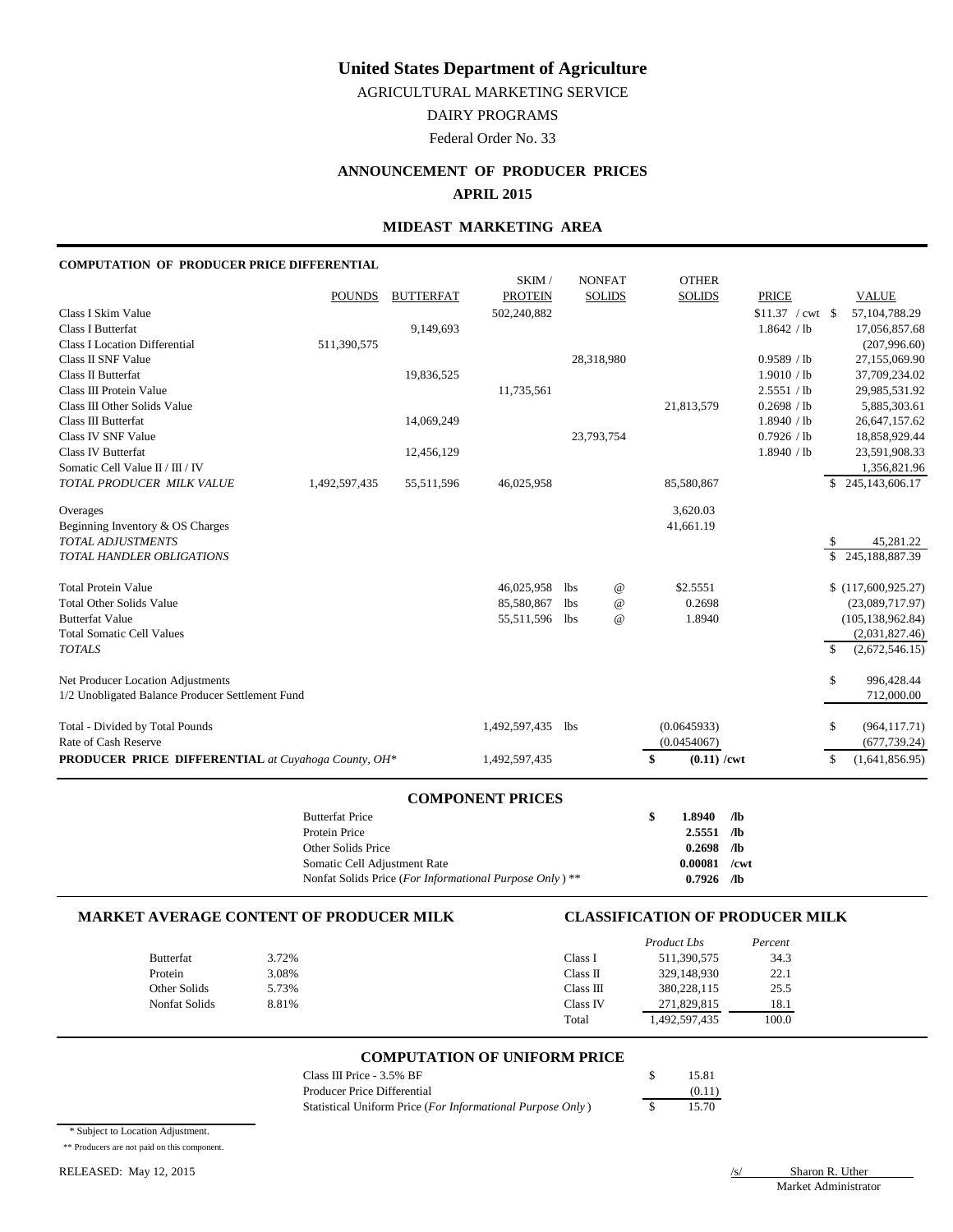# United States Department of Agriculture

AGRICULTURAL MARKETING SERVICE

DAIRY PROGRAMS

Federal Order No. 33

## ANNOUNCEMENT OF PRODUCER PRICES

## APRIL 2015

### MIDEAST MARKETING AREA

**COMPUTATION OF PRODUCER PRICE DIFFERENTIAL**

| | POUNDS | BUTTERFAT | SKIM / PROTEIN | NONFAT SOLIDS | OTHER SOLIDS | PRICE | VALUE |
|---|---|---|---|---|---|---|---|
| Class I Skim Value | | | 502,240,882 | | | $11.37 / cwt | $ 57,104,788.29 |
| Class I Butterfat | | 9,149,693 | | | | 1.8642 / lb | 17,056,857.68 |
| Class I Location Differential | 511,390,575 | | | | | | (207,996.60) |
| Class II SNF Value | | | | 28,318,980 | | 0.9589 / lb | 27,155,069.90 |
| Class II Butterfat | | 19,836,525 | | | | 1.9010 / lb | 37,709,234.02 |
| Class III Protein Value | | | 11,735,561 | | | 2.5551 / lb | 29,985,531.92 |
| Class III Other Solids Value | | | | | 21,813,579 | 0.2698 / lb | 5,885,303.61 |
| Class III Butterfat | | 14,069,249 | | | | 1.8940 / lb | 26,647,157.62 |
| Class IV SNF Value | | | | 23,793,754 | | 0.7926 / lb | 18,858,929.44 |
| Class IV Butterfat | | 12,456,129 | | | | 1.8940 / lb | 23,591,908.33 |
| Somatic Cell Value II / III / IV | | | | | | | 1,356,821.96 |
| *TOTAL PRODUCER MILK VALUE* | 1,492,597,435 | 55,511,596 | 46,025,958 | | 85,580,867 | | $ 245,143,606.17 |
| Overages | | | | | 3,620.03 | | |
| Beginning Inventory & OS Charges | | | | | 41,661.19 | | |
| *TOTAL ADJUSTMENTS* | | | | | | | $ 45,281.22 |
| *TOTAL HANDLER OBLIGATIONS* | | | | | | | $ 245,188,887.39 |
| Total Protein Value | | | 46,025,958 | lbs @ | $2.5551 | | $ (117,600,925.27) |
| Total Other Solids Value | | | 85,580,867 | lbs @ | 0.2698 | | (23,089,717.97) |
| Butterfat Value | | | 55,511,596 | lbs @ | 1.8940 | | (105,138,962.84) |
| Total Somatic Cell Values | | | | | | | (2,031,827.46) |
| *TOTALS* | | | | | | | $ (2,672,546.15) |
| Net Producer Location Adjustments | | | | | | | $ 996,428.44 |
| 1/2 Unobligated Balance Producer Settlement Fund | | | | | | | 712,000.00 |
| Total - Divided by Total Pounds | | | 1,492,597,435 | lbs | (0.0645933) | | $ (964,117.71) |
| Rate of Cash Reserve | | | | | (0.0454067) | | (677,739.24) |
| **PRODUCER PRICE DIFFERENTIAL** *at Cuyahoga County, OH\** | | | 1,492,597,435 | | $ (0.11) /cwt | | $ (1,641,856.95) |

### COMPONENT PRICES

| | | |
|---|---|---|
| Butterfat Price | $ **1.8940** | **/lb** |
| Protein Price | **2.5551** | **/lb** |
| Other Solids Price | **0.2698** | **/lb** |
| Somatic Cell Adjustment Rate | **0.00081** | **/cwt** |
| Nonfat Solids Price (*For Informational Purpose Only*) ** | **0.7926** | **/lb** |

### MARKET AVERAGE CONTENT OF PRODUCER MILK

| | |
|---|---|
| Butterfat | 3.72% |
| Protein | 3.08% |
| Other Solids | 5.73% |
| Nonfat Solids | 8.81% |

### CLASSIFICATION OF PRODUCER MILK

| | *Product Lbs* | *Percent* |
|---|---|---|
| Class I | 511,390,575 | 34.3 |
| Class II | 329,148,930 | 22.1 |
| Class III | 380,228,115 | 25.5 |
| Class IV | 271,829,815 | 18.1 |
| Total | 1,492,597,435 | 100.0 |

### COMPUTATION OF UNIFORM PRICE

| | |
|---|---|
| Class III Price - 3.5% BF | $ 15.81 |
| Producer Price Differential | (0.11) |
| Statistical Uniform Price (*For Informational Purpose Only*) | $ 15.70 |

\* Subject to Location Adjustment.

\*\* Producers are not paid on this component.

RELEASED: May 12, 2015

/s/ Sharon R. Uther
Market Administrator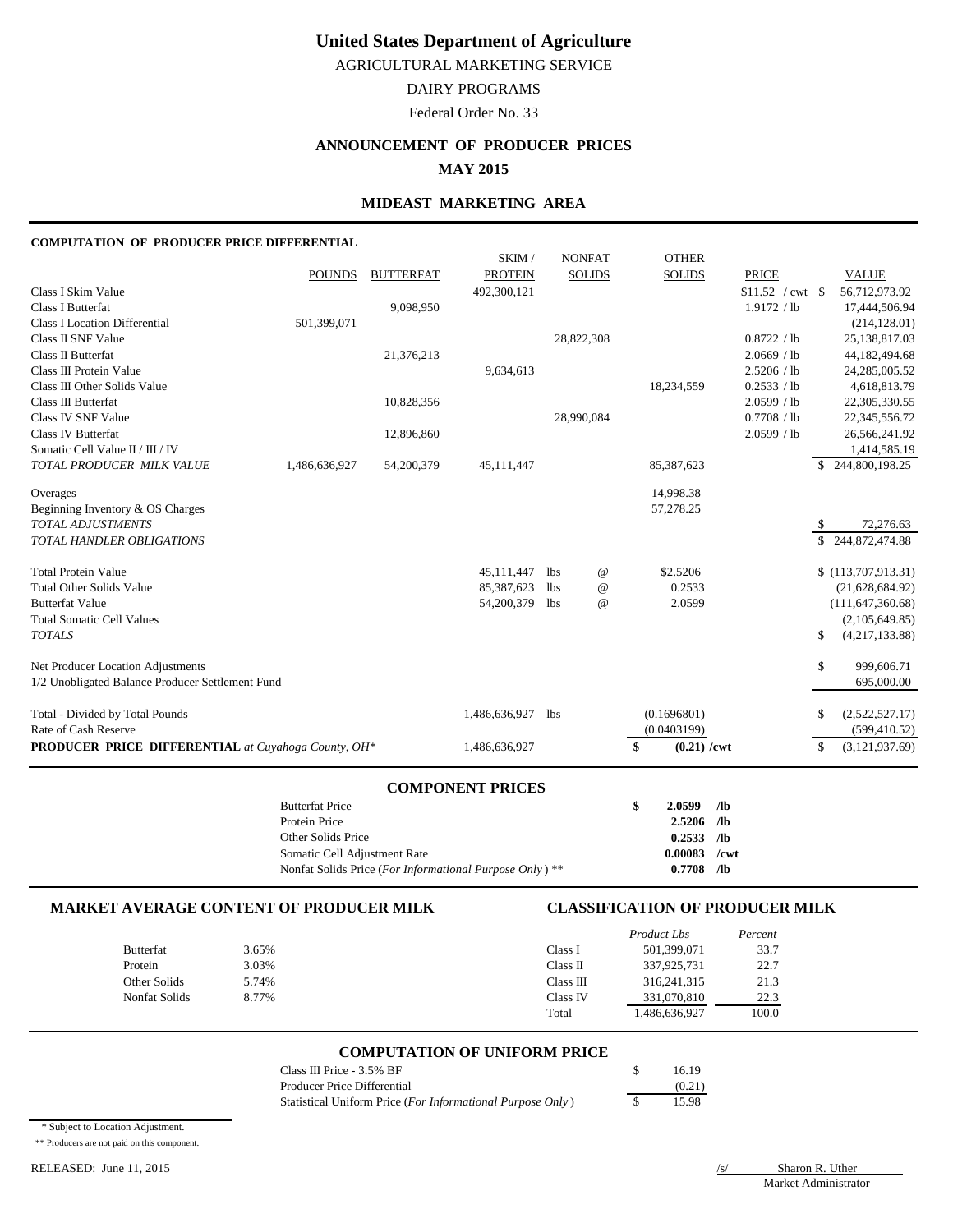# United States Department of Agriculture

AGRICULTURAL MARKETING SERVICE

DAIRY PROGRAMS

Federal Order No. 33

## ANNOUNCEMENT OF PRODUCER PRICES

## MAY 2015

## MIDEAST MARKETING AREA

### COMPUTATION OF PRODUCER PRICE DIFFERENTIAL

| | POUNDS | BUTTERFAT | SKIM / PROTEIN | NONFAT SOLIDS | OTHER SOLIDS | PRICE | VALUE |
|---|---|---|---|---|---|---|---|
| Class I Skim Value | | | 492,300,121 | | | $11.52 / cwt | $ 56,712,973.92 |
| Class I Butterfat | | 9,098,950 | | | | 1.9172 / lb | 17,444,506.94 |
| Class I Location Differential | 501,399,071 | | | | | | (214,128.01) |
| Class II SNF Value | | | | 28,822,308 | | 0.8722 / lb | 25,138,817.03 |
| Class II Butterfat | | 21,376,213 | | | | 2.0669 / lb | 44,182,494.68 |
| Class III Protein Value | | | 9,634,613 | | | 2.5206 / lb | 24,285,005.52 |
| Class III Other Solids Value | | | | | 18,234,559 | 0.2533 / lb | 4,618,813.79 |
| Class III Butterfat | | 10,828,356 | | | | 2.0599 / lb | 22,305,330.55 |
| Class IV SNF Value | | | | 28,990,084 | | 0.7708 / lb | 22,345,556.72 |
| Class IV Butterfat | | 12,896,860 | | | | 2.0599 / lb | 26,566,241.92 |
| Somatic Cell Value II / III / IV | | | | | | | 1,414,585.19 |
| *TOTAL PRODUCER MILK VALUE* | 1,486,636,927 | 54,200,379 | 45,111,447 | | 85,387,623 | | $ 244,800,198.25 |
| Overages | | | | | 14,998.38 | | |
| Beginning Inventory & OS Charges | | | | | 57,278.25 | | |
| *TOTAL ADJUSTMENTS* | | | | | | | $ 72,276.63 |
| *TOTAL HANDLER OBLIGATIONS* | | | | | | | $ 244,872,474.88 |
| Total Protein Value | | | 45,111,447 lbs | @ | $2.5206 | | $ (113,707,913.31) |
| Total Other Solids Value | | | 85,387,623 lbs | @ | 0.2533 | | (21,628,684.92) |
| Butterfat Value | | | 54,200,379 lbs | @ | 2.0599 | | (111,647,360.68) |
| Total Somatic Cell Values | | | | | | | (2,105,649.85) |
| *TOTALS* | | | | | | | $ (4,217,133.88) |
| Net Producer Location Adjustments | | | | | | | $ 999,606.71 |
| 1/2 Unobligated Balance Producer Settlement Fund | | | | | | | 695,000.00 |
| Total - Divided by Total Pounds | | | 1,486,636,927 lbs | | (0.1696801) | | $ (2,522,527.17) |
| Rate of Cash Reserve | | | | | (0.0403199) | | (599,410.52) |
| **PRODUCER PRICE DIFFERENTIAL** *at Cuyahoga County, OH** | | | 1,486,636,927 | | **$ (0.21) /cwt** | | $ (3,121,937.69) |

### COMPONENT PRICES

| | | |
|---|---|---|
| Butterfat Price | **$ 2.0599** | **/lb** |
| Protein Price | **2.5206** | **/lb** |
| Other Solids Price | **0.2533** | **/lb** |
| Somatic Cell Adjustment Rate | **0.00083** | **/cwt** |
| Nonfat Solids Price (*For Informational Purpose Only*) ** | **0.7708** | **/lb** |

### MARKET AVERAGE CONTENT OF PRODUCER MILK

| | |
|---|---|
| Butterfat | 3.65% |
| Protein | 3.03% |
| Other Solids | 5.74% |
| Nonfat Solids | 8.77% |

### CLASSIFICATION OF PRODUCER MILK

| | *Product Lbs* | *Percent* |
|---|---|---|
| Class I | 501,399,071 | 33.7 |
| Class II | 337,925,731 | 22.7 |
| Class III | 316,241,315 | 21.3 |
| Class IV | 331,070,810 | 22.3 |
| Total | 1,486,636,927 | 100.0 |

### COMPUTATION OF UNIFORM PRICE

| | |
|---|---|
| Class III Price - 3.5% BF | $ 16.19 |
| Producer Price Differential | (0.21) |
| Statistical Uniform Price (*For Informational Purpose Only*) | $ 15.98 |

\* Subject to Location Adjustment.

** Producers are not paid on this component.

RELEASED: June 11, 2015

/s/ Sharon R. Uther
Market Administrator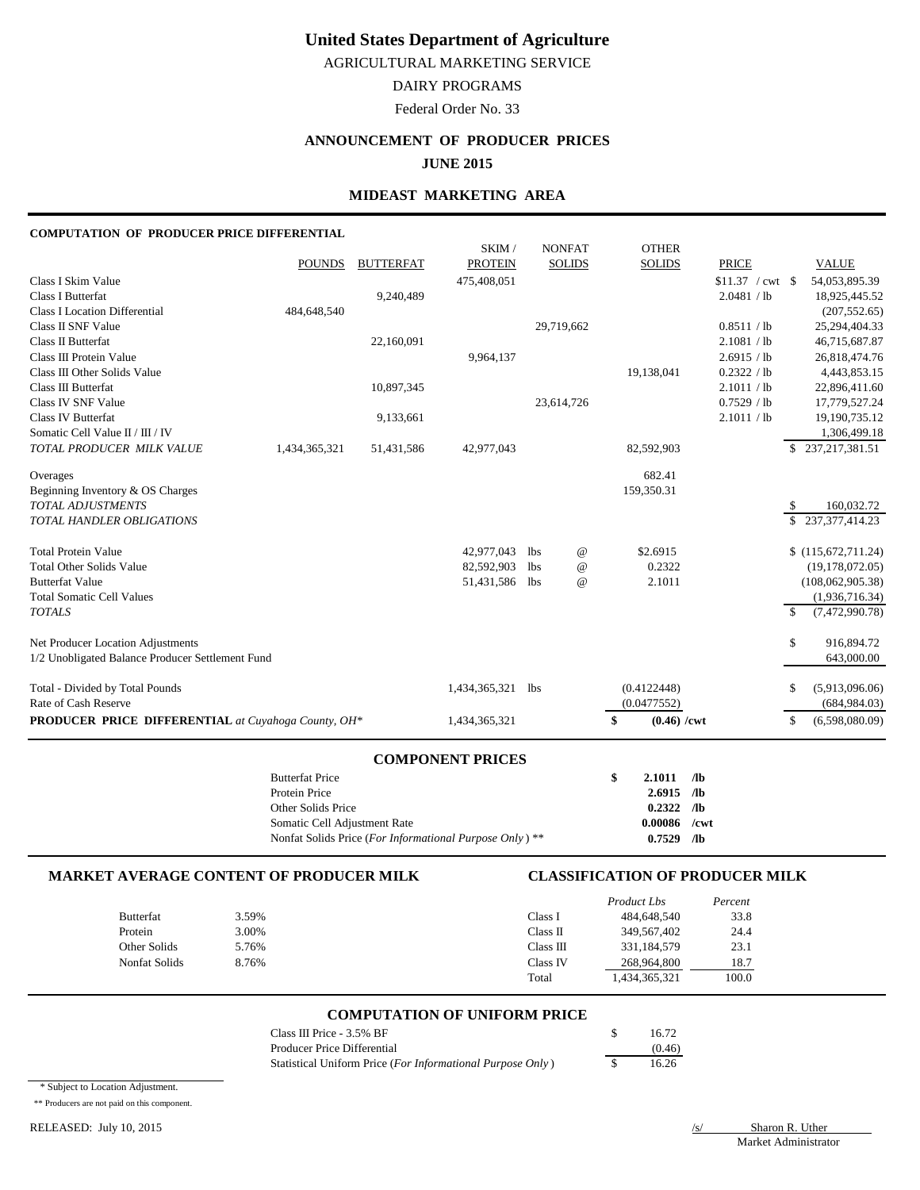# United States Department of Agriculture

AGRICULTURAL MARKETING SERVICE

DAIRY PROGRAMS

Federal Order No. 33

## ANNOUNCEMENT OF PRODUCER PRICES

**JUNE 2015**

### MIDEAST MARKETING AREA

**COMPUTATION OF PRODUCER PRICE DIFFERENTIAL**

| | POUNDS | BUTTERFAT | SKIM / PROTEIN | NONFAT SOLIDS | OTHER SOLIDS | PRICE | VALUE |
|---|---|---|---|---|---|---|---|
| Class I Skim Value | | | 475,408,051 | | | $11.37 / cwt | $ 54,053,895.39 |
| Class I Butterfat | | 9,240,489 | | | | 2.0481 / lb | 18,925,445.52 |
| Class I Location Differential | 484,648,540 | | | | | | (207,552.65) |
| Class II SNF Value | | | | 29,719,662 | | 0.8511 / lb | 25,294,404.33 |
| Class II Butterfat | | 22,160,091 | | | | 2.1081 / lb | 46,715,687.87 |
| Class III Protein Value | | | 9,964,137 | | | 2.6915 / lb | 26,818,474.76 |
| Class III Other Solids Value | | | | | 19,138,041 | 0.2322 / lb | 4,443,853.15 |
| Class III Butterfat | | 10,897,345 | | | | 2.1011 / lb | 22,896,411.60 |
| Class IV SNF Value | | | | 23,614,726 | | 0.7529 / lb | 17,779,527.24 |
| Class IV Butterfat | | 9,133,661 | | | | 2.1011 / lb | 19,190,735.12 |
| Somatic Cell Value II / III / IV | | | | | | | 1,306,499.18 |
| *TOTAL PRODUCER MILK VALUE* | 1,434,365,321 | 51,431,586 | 42,977,043 | | 82,592,903 | | $ 237,217,381.51 |
| Overages | | | | | 682.41 | | |
| Beginning Inventory & OS Charges | | | | | 159,350.31 | | |
| *TOTAL ADJUSTMENTS* | | | | | | | $ 160,032.72 |
| *TOTAL HANDLER OBLIGATIONS* | | | | | | | $ 237,377,414.23 |
| Total Protein Value | | | 42,977,043 | lbs @ | $2.6915 | | $ (115,672,711.24) |
| Total Other Solids Value | | | 82,592,903 | lbs @ | 0.2322 | | (19,178,072.05) |
| Butterfat Value | | | 51,431,586 | lbs @ | 2.1011 | | (108,062,905.38) |
| Total Somatic Cell Values | | | | | | | (1,936,716.34) |
| *TOTALS* | | | | | | | $ (7,472,990.78) |
| Net Producer Location Adjustments | | | | | | | $ 916,894.72 |
| 1/2 Unobligated Balance Producer Settlement Fund | | | | | | | 643,000.00 |
| Total - Divided by Total Pounds | | | 1,434,365,321 | lbs | (0.4122448) | | $ (5,913,096.06) |
| Rate of Cash Reserve | | | | | (0.0477552) | | (684,984.03) |
| **PRODUCER PRICE DIFFERENTIAL** *at Cuyahoga County, OH** | | | 1,434,365,321 | | **$ (0.46) /cwt** | | $ (6,598,080.09) |

### COMPONENT PRICES

| | | |
|---|---|---|
| Butterfat Price | **$ 2.1011** | **/lb** |
| Protein Price | **2.6915** | **/lb** |
| Other Solids Price | **0.2322** | **/lb** |
| Somatic Cell Adjustment Rate | **0.00086** | **/cwt** |
| Nonfat Solids Price (*For Informational Purpose Only*) ** | **0.7529** | **/lb** |

### MARKET AVERAGE CONTENT OF PRODUCER MILK

| | |
|---|---|
| Butterfat | 3.59% |
| Protein | 3.00% |
| Other Solids | 5.76% |
| Nonfat Solids | 8.76% |

### CLASSIFICATION OF PRODUCER MILK

| | *Product Lbs* | *Percent* |
|---|---|---|
| Class I | 484,648,540 | 33.8 |
| Class II | 349,567,402 | 24.4 |
| Class III | 331,184,579 | 23.1 |
| Class IV | 268,964,800 | 18.7 |
| Total | 1,434,365,321 | 100.0 |

### COMPUTATION OF UNIFORM PRICE

| | |
|---|---|
| Class III Price - 3.5% BF | $ 16.72 |
| Producer Price Differential | (0.46) |
| Statistical Uniform Price (*For Informational Purpose Only*) | $ 16.26 |

\* Subject to Location Adjustment.

** Producers are not paid on this component.

RELEASED: July 10, 2015

/s/ Sharon R. Uther
Market Administrator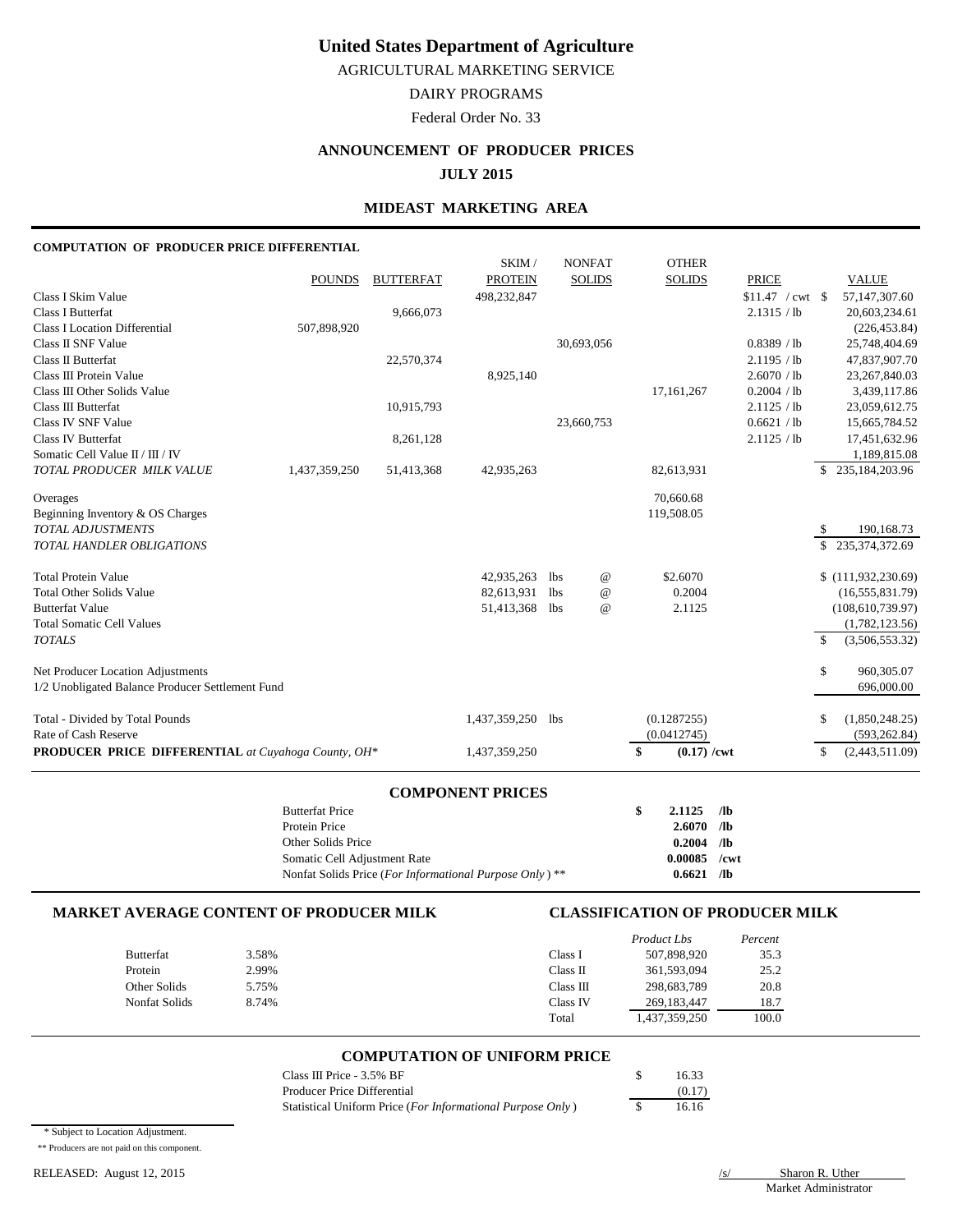# United States Department of Agriculture

AGRICULTURAL MARKETING SERVICE

DAIRY PROGRAMS

Federal Order No. 33

## ANNOUNCEMENT OF PRODUCER PRICES

**JULY 2015**

### MIDEAST MARKETING AREA

**COMPUTATION OF PRODUCER PRICE DIFFERENTIAL**

| | POUNDS | BUTTERFAT | SKIM / PROTEIN | NONFAT SOLIDS | OTHER SOLIDS | PRICE | VALUE |
|---|---|---|---|---|---|---|---|
| Class I Skim Value | | | 498,232,847 | | | $11.47 / cwt | $ 57,147,307.60 |
| Class I Butterfat | | 9,666,073 | | | | 2.1315 / lb | 20,603,234.61 |
| Class I Location Differential | 507,898,920 | | | | | | (226,453.84) |
| Class II SNF Value | | | | 30,693,056 | | 0.8389 / lb | 25,748,404.69 |
| Class II Butterfat | | 22,570,374 | | | | 2.1195 / lb | 47,837,907.70 |
| Class III Protein Value | | | 8,925,140 | | | 2.6070 / lb | 23,267,840.03 |
| Class III Other Solids Value | | | | | 17,161,267 | 0.2004 / lb | 3,439,117.86 |
| Class III Butterfat | | 10,915,793 | | | | 2.1125 / lb | 23,059,612.75 |
| Class IV SNF Value | | | | 23,660,753 | | 0.6621 / lb | 15,665,784.52 |
| Class IV Butterfat | | 8,261,128 | | | | 2.1125 / lb | 17,451,632.96 |
| Somatic Cell Value II / III / IV | | | | | | | 1,189,815.08 |
| *TOTAL PRODUCER MILK VALUE* | 1,437,359,250 | 51,413,368 | 42,935,263 | | 82,613,931 | | $ 235,184,203.96 |
| Overages | | | | | 70,660.68 | | |
| Beginning Inventory & OS Charges | | | | | 119,508.05 | | |
| *TOTAL ADJUSTMENTS* | | | | | | | $ 190,168.73 |
| *TOTAL HANDLER OBLIGATIONS* | | | | | | | $ 235,374,372.69 |
| Total Protein Value | | | 42,935,263 | lbs @ | $2.6070 | | $ (111,932,230.69) |
| Total Other Solids Value | | | 82,613,931 | lbs @ | 0.2004 | | (16,555,831.79) |
| Butterfat Value | | | 51,413,368 | lbs @ | 2.1125 | | (108,610,739.97) |
| Total Somatic Cell Values | | | | | | | (1,782,123.56) |
| *TOTALS* | | | | | | | $ (3,506,553.32) |
| Net Producer Location Adjustments | | | | | | | $ 960,305.07 |
| 1/2 Unobligated Balance Producer Settlement Fund | | | | | | | 696,000.00 |
| Total - Divided by Total Pounds | | | 1,437,359,250 | lbs | (0.1287255) | | $ (1,850,248.25) |
| Rate of Cash Reserve | | | | | (0.0412745) | | (593,262.84) |
| **PRODUCER PRICE DIFFERENTIAL** *at Cuyahoga County, OH** | | | 1,437,359,250 | | **$ (0.17) /cwt** | | $ (2,443,511.09) |

### COMPONENT PRICES

| | | |
|---|---|---|
| Butterfat Price | **$ 2.1125** | **/lb** |
| Protein Price | **2.6070** | **/lb** |
| Other Solids Price | **0.2004** | **/lb** |
| Somatic Cell Adjustment Rate | **0.00085** | **/cwt** |
| Nonfat Solids Price (*For Informational Purpose Only*) ** | **0.6621** | **/lb** |

### MARKET AVERAGE CONTENT OF PRODUCER MILK

| | |
|---|---|
| Butterfat | 3.58% |
| Protein | 2.99% |
| Other Solids | 5.75% |
| Nonfat Solids | 8.74% |

### CLASSIFICATION OF PRODUCER MILK

| | *Product Lbs* | *Percent* |
|---|---|---|
| Class I | 507,898,920 | 35.3 |
| Class II | 361,593,094 | 25.2 |
| Class III | 298,683,789 | 20.8 |
| Class IV | 269,183,447 | 18.7 |
| Total | 1,437,359,250 | 100.0 |

### COMPUTATION OF UNIFORM PRICE

| | |
|---|---|
| Class III Price - 3.5% BF | $ 16.33 |
| Producer Price Differential | (0.17) |
| Statistical Uniform Price (*For Informational Purpose Only*) | $ 16.16 |

\* Subject to Location Adjustment.

** Producers are not paid on this component.

RELEASED: August 12, 2015

/s/ Sharon R. Uther
Market Administrator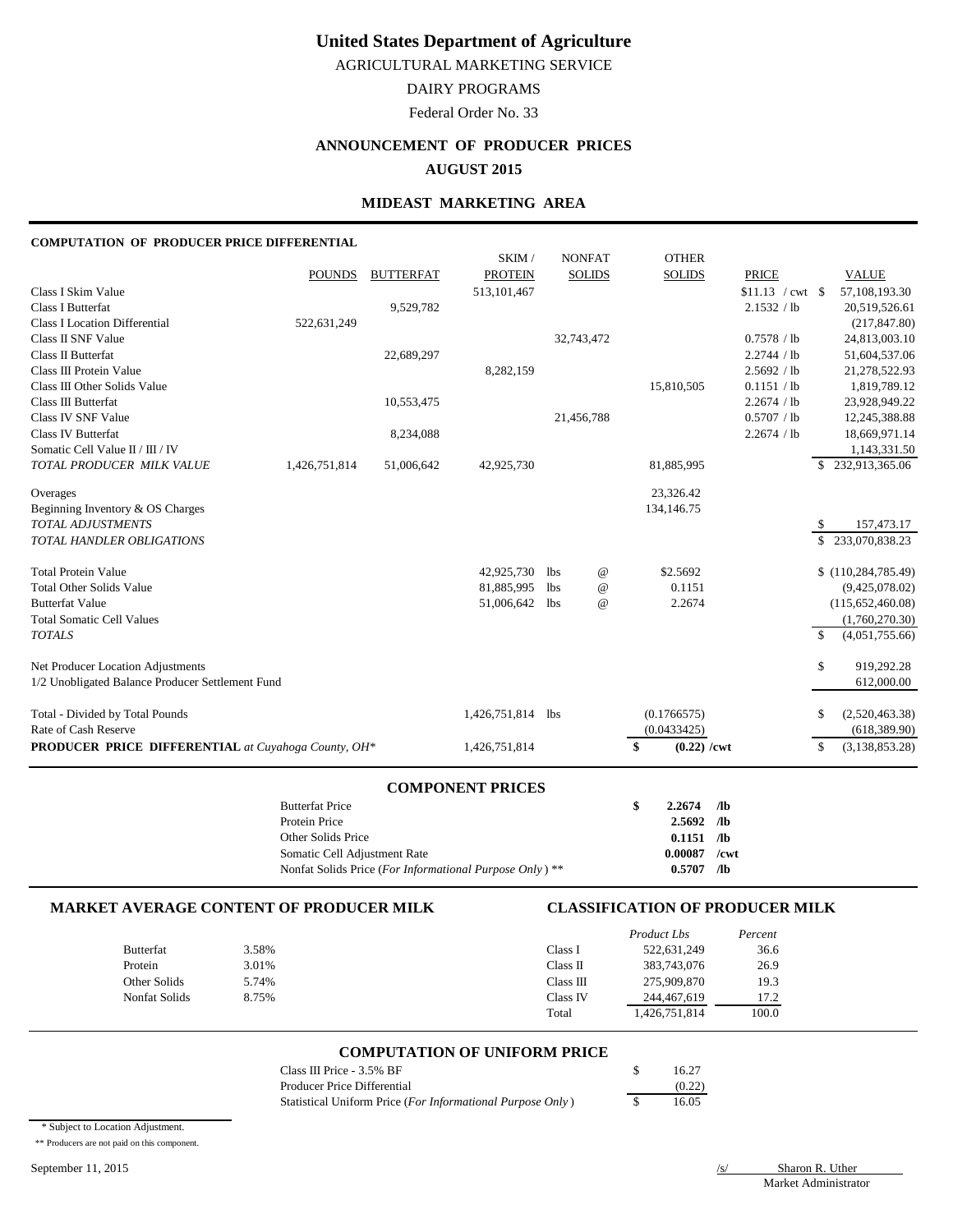# United States Department of Agriculture

AGRICULTURAL MARKETING SERVICE

DAIRY PROGRAMS

Federal Order No. 33

## ANNOUNCEMENT OF PRODUCER PRICES

## AUGUST 2015

## MIDEAST MARKETING AREA

### COMPUTATION OF PRODUCER PRICE DIFFERENTIAL

| | POUNDS | BUTTERFAT | SKIM / PROTEIN | NONFAT SOLIDS | OTHER SOLIDS | PRICE | VALUE |
|---|---|---|---|---|---|---|---|
| Class I Skim Value | | | 513,101,467 | | | $11.13 / cwt | $ 57,108,193.30 |
| Class I Butterfat | | 9,529,782 | | | | 2.1532 / lb | 20,519,526.61 |
| Class I Location Differential | 522,631,249 | | | | | | (217,847.80) |
| Class II SNF Value | | | | 32,743,472 | | 0.7578 / lb | 24,813,003.10 |
| Class II Butterfat | | 22,689,297 | | | | 2.2744 / lb | 51,604,537.06 |
| Class III Protein Value | | | 8,282,159 | | | 2.5692 / lb | 21,278,522.93 |
| Class III Other Solids Value | | | | | 15,810,505 | 0.1151 / lb | 1,819,789.12 |
| Class III Butterfat | | 10,553,475 | | | | 2.2674 / lb | 23,928,949.22 |
| Class IV SNF Value | | | | 21,456,788 | | 0.5707 / lb | 12,245,388.88 |
| Class IV Butterfat | | 8,234,088 | | | | 2.2674 / lb | 18,669,971.14 |
| Somatic Cell Value II / III / IV | | | | | | | 1,143,331.50 |
| *TOTAL PRODUCER MILK VALUE* | 1,426,751,814 | 51,006,642 | 42,925,730 | | 81,885,995 | | $ 232,913,365.06 |
| Overages | | | | | 23,326.42 | | |
| Beginning Inventory & OS Charges | | | | | 134,146.75 | | |
| *TOTAL ADJUSTMENTS* | | | | | | | $ 157,473.17 |
| *TOTAL HANDLER OBLIGATIONS* | | | | | | | $ 233,070,838.23 |
| Total Protein Value | | | 42,925,730 | lbs @ | $2.5692 | | $ (110,284,785.49) |
| Total Other Solids Value | | | 81,885,995 | lbs @ | 0.1151 | | (9,425,078.02) |
| Butterfat Value | | | 51,006,642 | lbs @ | 2.2674 | | (115,652,460.08) |
| Total Somatic Cell Values | | | | | | | (1,760,270.30) |
| *TOTALS* | | | | | | | $ (4,051,755.66) |
| Net Producer Location Adjustments | | | | | | | $ 919,292.28 |
| 1/2 Unobligated Balance Producer Settlement Fund | | | | | | | 612,000.00 |
| Total - Divided by Total Pounds | | | 1,426,751,814 | lbs | (0.1766575) | | $ (2,520,463.38) |
| Rate of Cash Reserve | | | | | (0.0433425) | | (618,389.90) |
| **PRODUCER PRICE DIFFERENTIAL** *at Cuyahoga County, OH\** | | | 1,426,751,814 | | **$ (0.22) /cwt** | | $ (3,138,853.28) |

### COMPONENT PRICES

| | | |
|---|---|---|
| Butterfat Price | **$ 2.2674** | **/lb** |
| Protein Price | **2.5692** | **/lb** |
| Other Solids Price | **0.1151** | **/lb** |
| Somatic Cell Adjustment Rate | **0.00087** | **/cwt** |
| Nonfat Solids Price (*For Informational Purpose Only*) ** | **0.5707** | **/lb** |

### MARKET AVERAGE CONTENT OF PRODUCER MILK

| | |
|---|---|
| Butterfat | 3.58% |
| Protein | 3.01% |
| Other Solids | 5.74% |
| Nonfat Solids | 8.75% |

### CLASSIFICATION OF PRODUCER MILK

| | *Product Lbs* | *Percent* |
|---|---|---|
| Class I | 522,631,249 | 36.6 |
| Class II | 383,743,076 | 26.9 |
| Class III | 275,909,870 | 19.3 |
| Class IV | 244,467,619 | 17.2 |
| Total | 1,426,751,814 | 100.0 |

### COMPUTATION OF UNIFORM PRICE

| | |
|---|---|
| Class III Price - 3.5% BF | $ 16.27 |
| Producer Price Differential | (0.22) |
| Statistical Uniform Price (*For Informational Purpose Only*) | $ 16.05 |

\* Subject to Location Adjustment.

** Producers are not paid on this component.

September 11, 2015

/s/ Sharon R. Uther
Market Administrator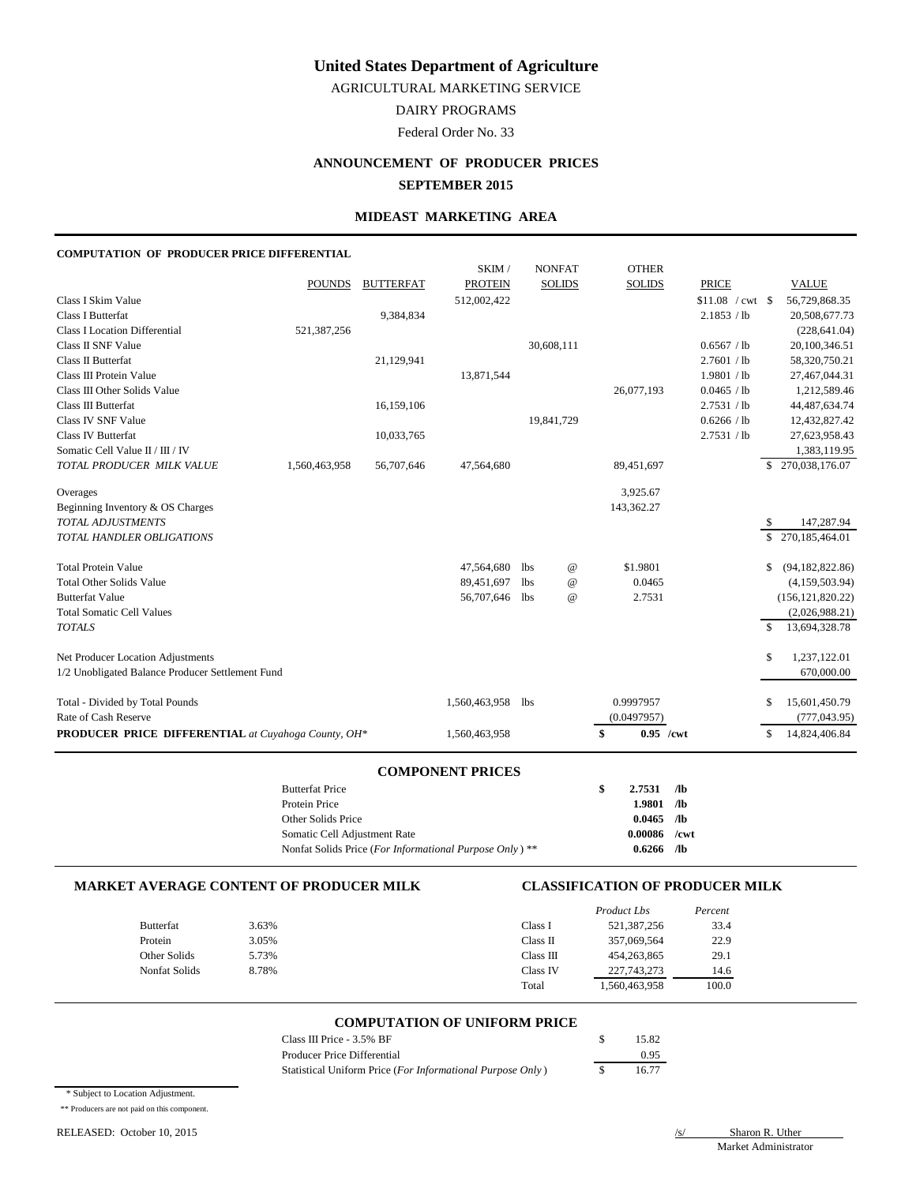# United States Department of Agriculture

AGRICULTURAL MARKETING SERVICE

DAIRY PROGRAMS

Federal Order No. 33

## ANNOUNCEMENT OF PRODUCER PRICES

## SEPTEMBER 2015

### MIDEAST MARKETING AREA

**COMPUTATION OF PRODUCER PRICE DIFFERENTIAL**

| | POUNDS | BUTTERFAT | SKIM / PROTEIN | NONFAT SOLIDS | OTHER SOLIDS | PRICE | VALUE |
|---|---|---|---|---|---|---|---|
| Class I Skim Value | | | 512,002,422 | | | $11.08 / cwt | $ 56,729,868.35 |
| Class I Butterfat | | 9,384,834 | | | | 2.1853 / lb | 20,508,677.73 |
| Class I Location Differential | 521,387,256 | | | | | | (228,641.04) |
| Class II SNF Value | | | | 30,608,111 | | 0.6567 / lb | 20,100,346.51 |
| Class II Butterfat | | 21,129,941 | | | | 2.7601 / lb | 58,320,750.21 |
| Class III Protein Value | | | 13,871,544 | | | 1.9801 / lb | 27,467,044.31 |
| Class III Other Solids Value | | | | | 26,077,193 | 0.0465 / lb | 1,212,589.46 |
| Class III Butterfat | | 16,159,106 | | | | 2.7531 / lb | 44,487,634.74 |
| Class IV SNF Value | | | | 19,841,729 | | 0.6266 / lb | 12,432,827.42 |
| Class IV Butterfat | | 10,033,765 | | | | 2.7531 / lb | 27,623,958.43 |
| Somatic Cell Value II / III / IV | | | | | | | 1,383,119.95 |
| *TOTAL PRODUCER MILK VALUE* | 1,560,463,958 | 56,707,646 | 47,564,680 | | 89,451,697 | | $ 270,038,176.07 |
| Overages | | | | | 3,925.67 | | |
| Beginning Inventory & OS Charges | | | | | 143,362.27 | | |
| *TOTAL ADJUSTMENTS* | | | | | | | $ 147,287.94 |
| *TOTAL HANDLER OBLIGATIONS* | | | | | | | $ 270,185,464.01 |
| Total Protein Value | | | 47,564,680 | lbs @ | $1.9801 | | $ (94,182,822.86) |
| Total Other Solids Value | | | 89,451,697 | lbs @ | 0.0465 | | (4,159,503.94) |
| Butterfat Value | | | 56,707,646 | lbs @ | 2.7531 | | (156,121,820.22) |
| Total Somatic Cell Values | | | | | | | (2,026,988.21) |
| *TOTALS* | | | | | | | $ 13,694,328.78 |
| Net Producer Location Adjustments | | | | | | | $ 1,237,122.01 |
| 1/2 Unobligated Balance Producer Settlement Fund | | | | | | | 670,000.00 |
| Total - Divided by Total Pounds | | | 1,560,463,958 | lbs | 0.9997957 | | $ 15,601,450.79 |
| Rate of Cash Reserve | | | | | (0.0497957) | | (777,043.95) |
| **PRODUCER PRICE DIFFERENTIAL** *at Cuyahoga County, OH\** | | | 1,560,463,958 | | **$ 0.95 /cwt** | | $ 14,824,406.84 |

### COMPONENT PRICES

| | | |
|---|---|---|
| Butterfat Price | **$ 2.7531** | **/lb** |
| Protein Price | **1.9801** | **/lb** |
| Other Solids Price | **0.0465** | **/lb** |
| Somatic Cell Adjustment Rate | **0.00086** | **/cwt** |
| Nonfat Solids Price (*For Informational Purpose Only*) ** | **0.6266** | **/lb** |

### MARKET AVERAGE CONTENT OF PRODUCER MILK

| | |
|---|---|
| Butterfat | 3.63% |
| Protein | 3.05% |
| Other Solids | 5.73% |
| Nonfat Solids | 8.78% |

### CLASSIFICATION OF PRODUCER MILK

| | *Product Lbs* | *Percent* |
|---|---|---|
| Class I | 521,387,256 | 33.4 |
| Class II | 357,069,564 | 22.9 |
| Class III | 454,263,865 | 29.1 |
| Class IV | 227,743,273 | 14.6 |
| Total | 1,560,463,958 | 100.0 |

### COMPUTATION OF UNIFORM PRICE

| | |
|---|---|
| Class III Price - 3.5% BF | $ 15.82 |
| Producer Price Differential | 0.95 |
| Statistical Uniform Price (*For Informational Purpose Only*) | $ 16.77 |

\* Subject to Location Adjustment.

** Producers are not paid on this component.

RELEASED: October 10, 2015

/s/ Sharon R. Uther
Market Administrator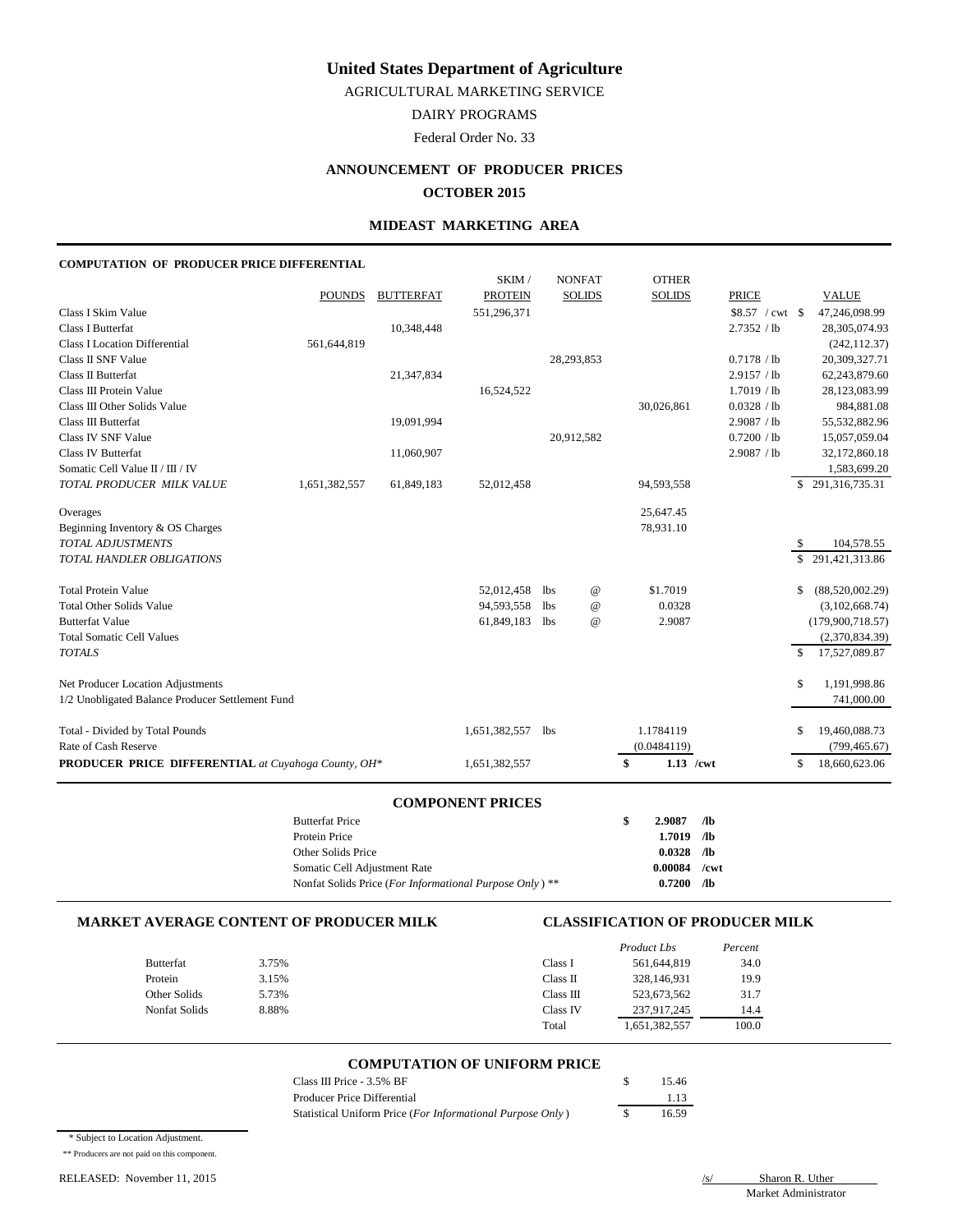# United States Department of Agriculture

AGRICULTURAL MARKETING SERVICE

DAIRY PROGRAMS

Federal Order No. 33

## ANNOUNCEMENT OF PRODUCER PRICES

## OCTOBER 2015

### MIDEAST MARKETING AREA

#### COMPUTATION OF PRODUCER PRICE DIFFERENTIAL

| | POUNDS | BUTTERFAT | SKIM / PROTEIN | NONFAT SOLIDS | OTHER SOLIDS | PRICE | VALUE |
|---|---|---|---|---|---|---|---|
| Class I Skim Value | | | 551,296,371 | | | $8.57 / cwt | $ 47,246,098.99 |
| Class I Butterfat | | 10,348,448 | | | | 2.7352 / lb | 28,305,074.93 |
| Class I Location Differential | 561,644,819 | | | | | | (242,112.37) |
| Class II SNF Value | | | | 28,293,853 | | 0.7178 / lb | 20,309,327.71 |
| Class II Butterfat | | 21,347,834 | | | | 2.9157 / lb | 62,243,879.60 |
| Class III Protein Value | | | 16,524,522 | | | 1.7019 / lb | 28,123,083.99 |
| Class III Other Solids Value | | | | | 30,026,861 | 0.0328 / lb | 984,881.08 |
| Class III Butterfat | | 19,091,994 | | | | 2.9087 / lb | 55,532,882.96 |
| Class IV SNF Value | | | | 20,912,582 | | 0.7200 / lb | 15,057,059.04 |
| Class IV Butterfat | | 11,060,907 | | | | 2.9087 / lb | 32,172,860.18 |
| Somatic Cell Value II / III / IV | | | | | | | 1,583,699.20 |
| *TOTAL PRODUCER MILK VALUE* | 1,651,382,557 | 61,849,183 | 52,012,458 | | 94,593,558 | | $ 291,316,735.31 |
| Overages | | | | | 25,647.45 | | |
| Beginning Inventory & OS Charges | | | | | 78,931.10 | | |
| *TOTAL ADJUSTMENTS* | | | | | | | $ 104,578.55 |
| *TOTAL HANDLER OBLIGATIONS* | | | | | | | $ 291,421,313.86 |
| Total Protein Value | | | 52,012,458 | lbs @ | $1.7019 | | $ (88,520,002.29) |
| Total Other Solids Value | | | 94,593,558 | lbs @ | 0.0328 | | (3,102,668.74) |
| Butterfat Value | | | 61,849,183 | lbs @ | 2.9087 | | (179,900,718.57) |
| Total Somatic Cell Values | | | | | | | (2,370,834.39) |
| *TOTALS* | | | | | | | $ 17,527,089.87 |
| Net Producer Location Adjustments | | | | | | | $ 1,191,998.86 |
| 1/2 Unobligated Balance Producer Settlement Fund | | | | | | | 741,000.00 |
| Total - Divided by Total Pounds | | | 1,651,382,557 | lbs | 1.1784119 | | $ 19,460,088.73 |
| Rate of Cash Reserve | | | | | (0.0484119) | | (799,465.67) |
| **PRODUCER PRICE DIFFERENTIAL** *at Cuyahoga County, OH** | | | 1,651,382,557 | | **$ 1.13 /cwt** | | $ 18,660,623.06 |

#### COMPONENT PRICES

| | | |
|---|---|---|
| Butterfat Price | **$ 2.9087** | **/lb** |
| Protein Price | **1.7019** | **/lb** |
| Other Solids Price | **0.0328** | **/lb** |
| Somatic Cell Adjustment Rate | **0.00084** | **/cwt** |
| Nonfat Solids Price (*For Informational Purpose Only*) ** | **0.7200** | **/lb** |

#### MARKET AVERAGE CONTENT OF PRODUCER MILK

| | |
|---|---|
| Butterfat | 3.75% |
| Protein | 3.15% |
| Other Solids | 5.73% |
| Nonfat Solids | 8.88% |

#### CLASSIFICATION OF PRODUCER MILK

| | *Product Lbs* | *Percent* |
|---|---|---|
| Class I | 561,644,819 | 34.0 |
| Class II | 328,146,931 | 19.9 |
| Class III | 523,673,562 | 31.7 |
| Class IV | 237,917,245 | 14.4 |
| Total | 1,651,382,557 | 100.0 |

#### COMPUTATION OF UNIFORM PRICE

| | |
|---|---|
| Class III Price - 3.5% BF | $ 15.46 |
| Producer Price Differential | 1.13 |
| Statistical Uniform Price (*For Informational Purpose Only*) | $ 16.59 |

\* Subject to Location Adjustment.

\** Producers are not paid on this component.

RELEASED: November 11, 2015

/s/ Sharon R. Uther
Market Administrator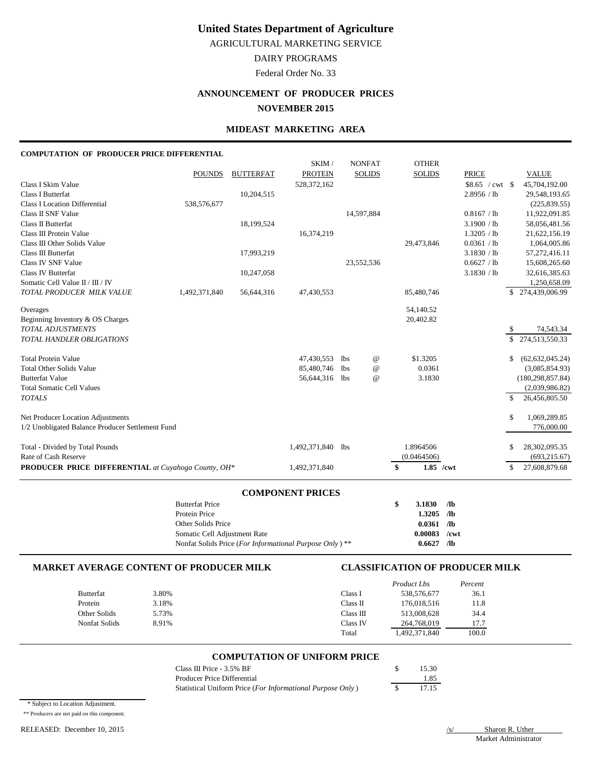# United States Department of Agriculture

AGRICULTURAL MARKETING SERVICE

DAIRY PROGRAMS

Federal Order No. 33

## ANNOUNCEMENT OF PRODUCER PRICES

## NOVEMBER 2015

### MIDEAST MARKETING AREA

**COMPUTATION OF PRODUCER PRICE DIFFERENTIAL**

| | POUNDS | BUTTERFAT | SKIM / PROTEIN | NONFAT SOLIDS | OTHER SOLIDS | PRICE | VALUE |
|---|---|---|---|---|---|---|---|
| Class I Skim Value | | | 528,372,162 | | | $8.65 / cwt | $ 45,704,192.00 |
| Class I Butterfat | | 10,204,515 | | | | 2.8956 / lb | 29,548,193.65 |
| Class I Location Differential | 538,576,677 | | | | | | (225,839.55) |
| Class II SNF Value | | | | 14,597,884 | | 0.8167 / lb | 11,922,091.85 |
| Class II Butterfat | | 18,199,524 | | | | 3.1900 / lb | 58,056,481.56 |
| Class III Protein Value | | | 16,374,219 | | | 1.3205 / lb | 21,622,156.19 |
| Class III Other Solids Value | | | | | 29,473,846 | 0.0361 / lb | 1,064,005.86 |
| Class III Butterfat | | 17,993,219 | | | | 3.1830 / lb | 57,272,416.11 |
| Class IV SNF Value | | | | 23,552,536 | | 0.6627 / lb | 15,608,265.60 |
| Class IV Butterfat | | 10,247,058 | | | | 3.1830 / lb | 32,616,385.63 |
| Somatic Cell Value II / III / IV | | | | | | | 1,250,658.09 |
| *TOTAL PRODUCER MILK VALUE* | 1,492,371,840 | 56,644,316 | 47,430,553 | | 85,480,746 | | $ 274,439,006.99 |
| Overages | | | | | 54,140.52 | | |
| Beginning Inventory & OS Charges | | | | | 20,402.82 | | |
| *TOTAL ADJUSTMENTS* | | | | | | | $ 74,543.34 |
| *TOTAL HANDLER OBLIGATIONS* | | | | | | | $ 274,513,550.33 |
| Total Protein Value | | | 47,430,553 | lbs @ | $1.3205 | | $ (62,632,045.24) |
| Total Other Solids Value | | | 85,480,746 | lbs @ | 0.0361 | | (3,085,854.93) |
| Butterfat Value | | | 56,644,316 | lbs @ | 3.1830 | | (180,298,857.84) |
| Total Somatic Cell Values | | | | | | | (2,039,986.82) |
| *TOTALS* | | | | | | | $ 26,456,805.50 |
| Net Producer Location Adjustments | | | | | | | $ 1,069,289.85 |
| 1/2 Unobligated Balance Producer Settlement Fund | | | | | | | 776,000.00 |
| Total - Divided by Total Pounds | | | 1,492,371,840 | lbs | 1.8964506 | | $ 28,302,095.35 |
| Rate of Cash Reserve | | | | | (0.0464506) | | (693,215.67) |
| **PRODUCER PRICE DIFFERENTIAL** *at Cuyahoga County, OH\** | | | 1,492,371,840 | | **$ 1.85 /cwt** | | $ 27,608,879.68 |

### COMPONENT PRICES

| | | |
|---|---|---|
| Butterfat Price | **$ 3.1830** | **/lb** |
| Protein Price | **1.3205** | **/lb** |
| Other Solids Price | **0.0361** | **/lb** |
| Somatic Cell Adjustment Rate | **0.00083** | **/cwt** |
| Nonfat Solids Price (*For Informational Purpose Only*) ** | **0.6627** | **/lb** |

### MARKET AVERAGE CONTENT OF PRODUCER MILK

| | |
|---|---|
| Butterfat | 3.80% |
| Protein | 3.18% |
| Other Solids | 5.73% |
| Nonfat Solids | 8.91% |

### CLASSIFICATION OF PRODUCER MILK

| | *Product Lbs* | *Percent* |
|---|---|---|
| Class I | 538,576,677 | 36.1 |
| Class II | 176,018,516 | 11.8 |
| Class III | 513,008,628 | 34.4 |
| Class IV | 264,768,019 | 17.7 |
| Total | 1,492,371,840 | 100.0 |

### COMPUTATION OF UNIFORM PRICE

| | |
|---|---|
| Class III Price - 3.5% BF | $ 15.30 |
| Producer Price Differential | 1.85 |
| Statistical Uniform Price (*For Informational Purpose Only*) | $ 17.15 |

\* Subject to Location Adjustment.

** Producers are not paid on this component.

RELEASED: December 10, 2015

/s/ Sharon R. Uther
Market Administrator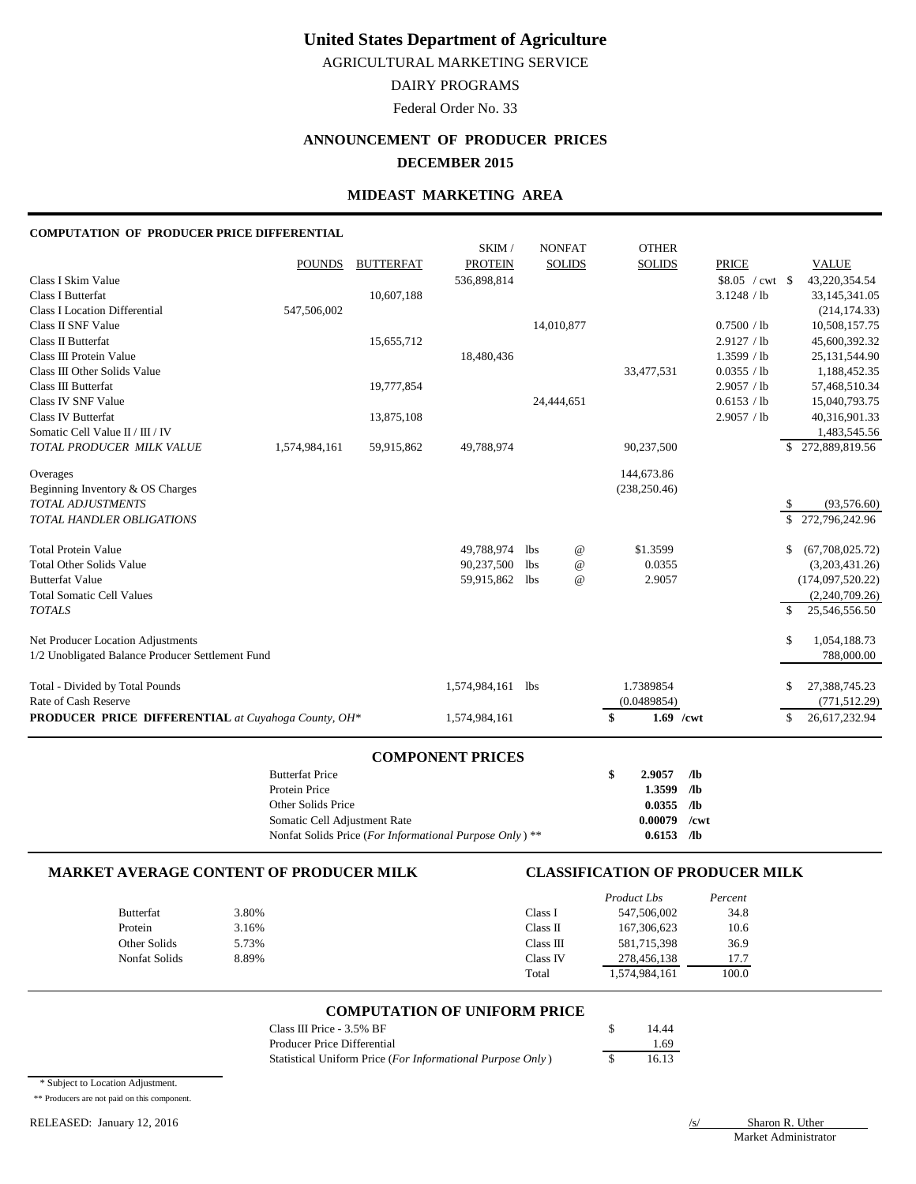# United States Department of Agriculture

AGRICULTURAL MARKETING SERVICE

DAIRY PROGRAMS

Federal Order No. 33

## ANNOUNCEMENT OF PRODUCER PRICES

## DECEMBER 2015

## MIDEAST MARKETING AREA

### COMPUTATION OF PRODUCER PRICE DIFFERENTIAL

| | POUNDS | BUTTERFAT | SKIM / PROTEIN | NONFAT SOLIDS | OTHER SOLIDS | PRICE | VALUE |
|---|---|---|---|---|---|---|---|
| Class I Skim Value | | | 536,898,814 | | | $8.05 / cwt | $ 43,220,354.54 |
| Class I Butterfat | | 10,607,188 | | | | 3.1248 / lb | 33,145,341.05 |
| Class I Location Differential | 547,506,002 | | | | | | (214,174.33) |
| Class II SNF Value | | | | 14,010,877 | | 0.7500 / lb | 10,508,157.75 |
| Class II Butterfat | | 15,655,712 | | | | 2.9127 / lb | 45,600,392.32 |
| Class III Protein Value | | | 18,480,436 | | | 1.3599 / lb | 25,131,544.90 |
| Class III Other Solids Value | | | | | 33,477,531 | 0.0355 / lb | 1,188,452.35 |
| Class III Butterfat | | 19,777,854 | | | | 2.9057 / lb | 57,468,510.34 |
| Class IV SNF Value | | | | 24,444,651 | | 0.6153 / lb | 15,040,793.75 |
| Class IV Butterfat | | 13,875,108 | | | | 2.9057 / lb | 40,316,901.33 |
| Somatic Cell Value II / III / IV | | | | | | | 1,483,545.56 |
| *TOTAL PRODUCER MILK VALUE* | 1,574,984,161 | 59,915,862 | 49,788,974 | | 90,237,500 | | $ 272,889,819.56 |
| Overages | | | | | 144,673.86 | | |
| Beginning Inventory & OS Charges | | | | | (238,250.46) | | |
| *TOTAL ADJUSTMENTS* | | | | | | | $ (93,576.60) |
| *TOTAL HANDLER OBLIGATIONS* | | | | | | | $ 272,796,242.96 |
| Total Protein Value | | | 49,788,974 | lbs @ | $1.3599 | | $ (67,708,025.72) |
| Total Other Solids Value | | | 90,237,500 | lbs @ | 0.0355 | | (3,203,431.26) |
| Butterfat Value | | | 59,915,862 | lbs @ | 2.9057 | | (174,097,520.22) |
| Total Somatic Cell Values | | | | | | | (2,240,709.26) |
| *TOTALS* | | | | | | | $ 25,546,556.50 |
| Net Producer Location Adjustments | | | | | | | $ 1,054,188.73 |
| 1/2 Unobligated Balance Producer Settlement Fund | | | | | | | 788,000.00 |
| Total - Divided by Total Pounds | | | 1,574,984,161 | lbs | 1.7389854 | | $ 27,388,745.23 |
| Rate of Cash Reserve | | | | | (0.0489854) | | (771,512.29) |
| **PRODUCER PRICE DIFFERENTIAL** *at Cuyahoga County, OH** | | | 1,574,984,161 | | **$ 1.69 /cwt** | | $ 26,617,232.94 |

### COMPONENT PRICES

| | | |
|---|---|---|
| Butterfat Price | **$ 2.9057** | **/lb** |
| Protein Price | **1.3599** | **/lb** |
| Other Solids Price | **0.0355** | **/lb** |
| Somatic Cell Adjustment Rate | **0.00079** | **/cwt** |
| Nonfat Solids Price (*For Informational Purpose Only*) ** | **0.6153** | **/lb** |

### MARKET AVERAGE CONTENT OF PRODUCER MILK

| | |
|---|---|
| Butterfat | 3.80% |
| Protein | 3.16% |
| Other Solids | 5.73% |
| Nonfat Solids | 8.89% |

### CLASSIFICATION OF PRODUCER MILK

| | *Product Lbs* | *Percent* |
|---|---|---|
| Class I | 547,506,002 | 34.8 |
| Class II | 167,306,623 | 10.6 |
| Class III | 581,715,398 | 36.9 |
| Class IV | 278,456,138 | 17.7 |
| Total | 1,574,984,161 | 100.0 |

### COMPUTATION OF UNIFORM PRICE

| | |
|---|---|
| Class III Price - 3.5% BF | $ 14.44 |
| Producer Price Differential | 1.69 |
| Statistical Uniform Price (*For Informational Purpose Only*) | $ 16.13 |

\* Subject to Location Adjustment.

** Producers are not paid on this component.

RELEASED: January 12, 2016

/s/ Sharon R. Uther
Market Administrator